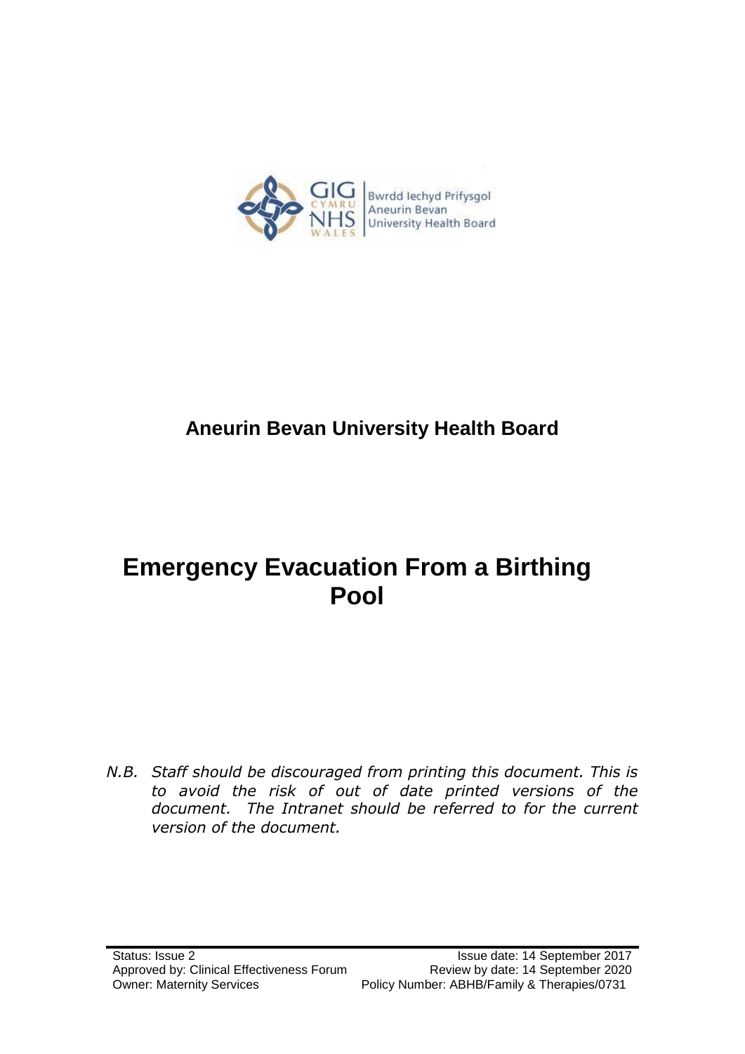GIG CYMRU NHS WALES | Bwrdd Iechyd Prifysgol Aneurin Bevan University Health Board

**Aneurin Bevan University Health Board**

# Emergency Evacuation From a Birthing Pool

*N.B. Staff should be discouraged from printing this document. This is to avoid the risk of out of date printed versions of the document. The Intranet should be referred to for the current version of the document.*

Status: Issue 2
Issue date: 14 September 2017
Approved by: Clinical Effectiveness Forum
Review by date: 14 September 2020
Owner: Maternity Services
Policy Number: ABHB/Family & Therapies/0731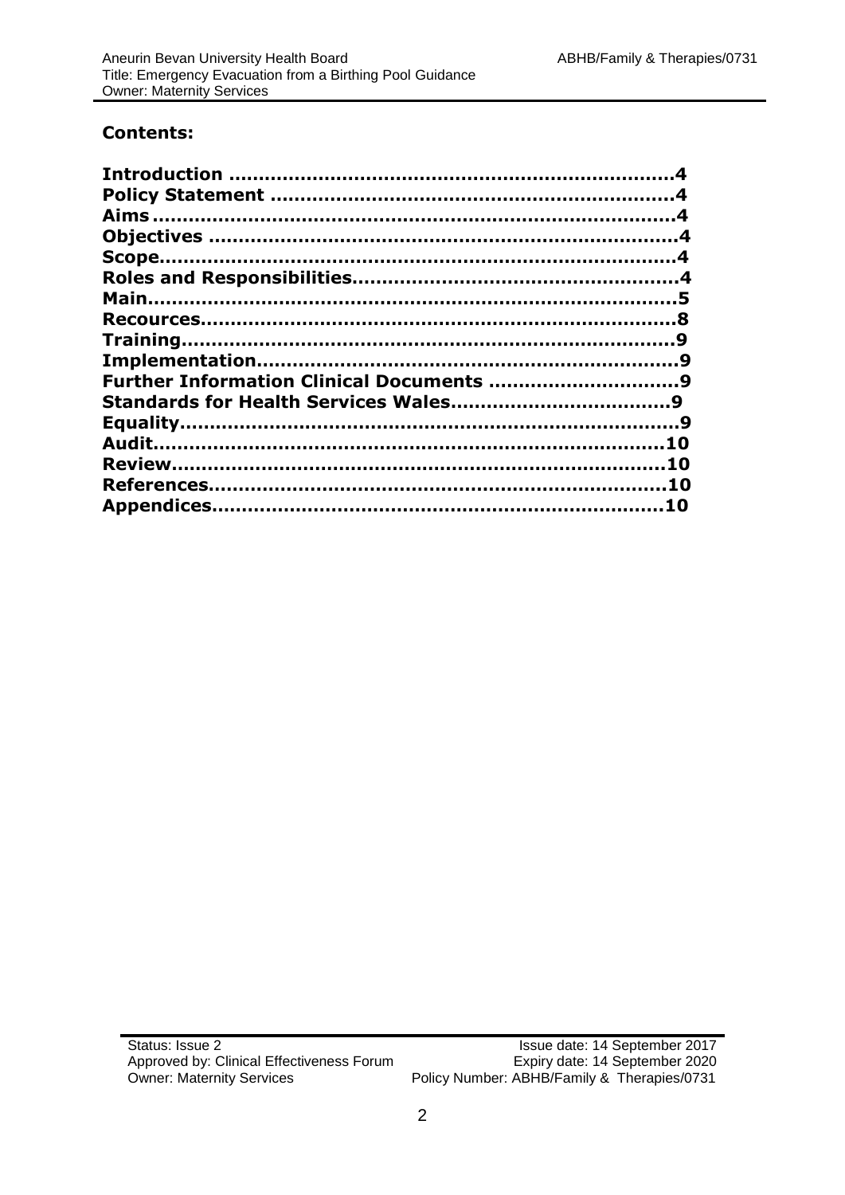## Contents:

**Introduction ........................................................................4**
**Policy Statement ..................................................................4**
**Aims .....................................................................................4**
**Objectives ............................................................................4**
**Scope....................................................................................4**
**Roles and Responsibilities.....................................................4**
**Main......................................................................................5**
**Recources..............................................................................8**
**Training.................................................................................9**
**Implementation......................................................................9**
**Further Information Clinical Documents ..................................9**
**Standards for Health Services Wales.......................................9**
**Equality..................................................................................9**
**Audit....................................................................................10**
**Review.................................................................................10**
**References...........................................................................10**
**Appendices...........................................................................10**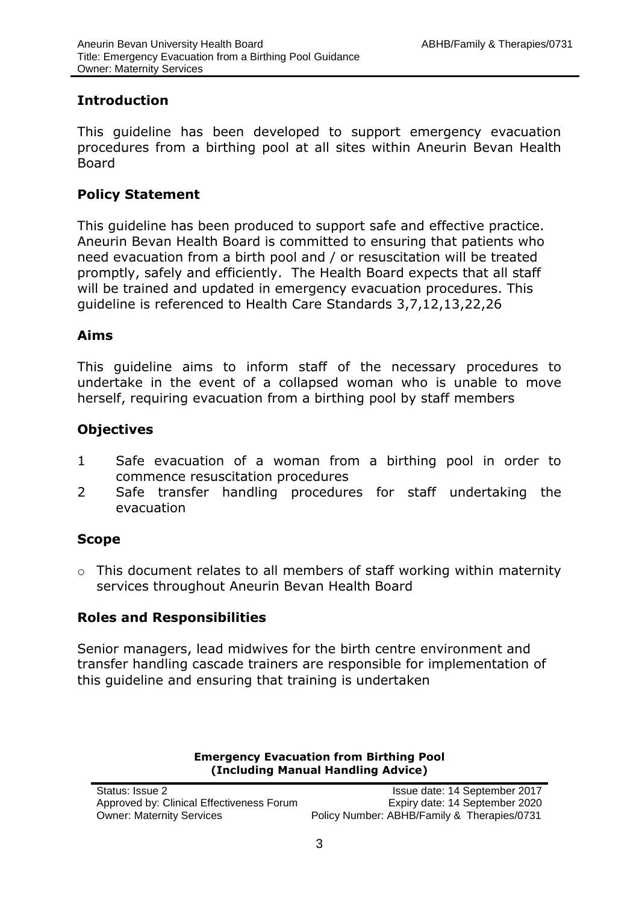## Introduction

This guideline has been developed to support emergency evacuation procedures from a birthing pool at all sites within Aneurin Bevan Health Board

## Policy Statement

This guideline has been produced to support safe and effective practice. Aneurin Bevan Health Board is committed to ensuring that patients who need evacuation from a birth pool and / or resuscitation will be treated promptly, safely and efficiently. The Health Board expects that all staff will be trained and updated in emergency evacuation procedures. This guideline is referenced to Health Care Standards 3,7,12,13,22,26

## Aims

This guideline aims to inform staff of the necessary procedures to undertake in the event of a collapsed woman who is unable to move herself, requiring evacuation from a birthing pool by staff members

## Objectives

1. Safe evacuation of a woman from a birthing pool in order to commence resuscitation procedures
2. Safe transfer handling procedures for staff undertaking the evacuation

## Scope

- This document relates to all members of staff working within maternity services throughout Aneurin Bevan Health Board

## Roles and Responsibilities

Senior managers, lead midwives for the birth centre environment and transfer handling cascade trainers are responsible for implementation of this guideline and ensuring that training is undertaken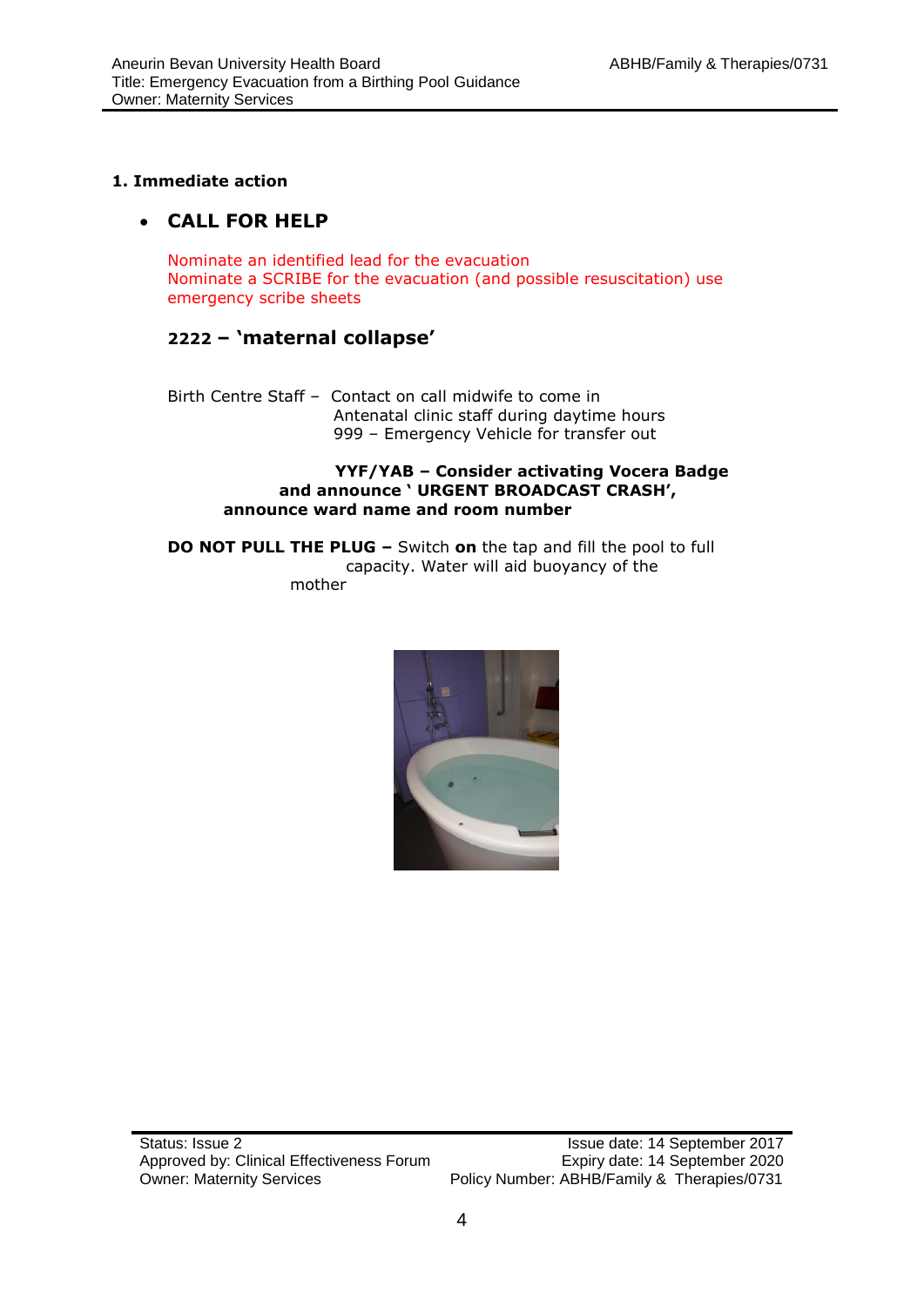**1. Immediate action**

- **CALL FOR HELP**

Nominate an identified lead for the evacuation
Nominate a SCRIBE for the evacuation (and possible resuscitation) use emergency scribe sheets

**2222 – 'maternal collapse'**

Birth Centre Staff – Contact on call midwife to come in
Antenatal clinic staff during daytime hours
999 – Emergency Vehicle for transfer out

**YYF/YAB – Consider activating Vocera Badge and announce ' URGENT BROADCAST CRASH', announce ward name and room number**

**DO NOT PULL THE PLUG –** Switch **on** the tap and fill the pool to full capacity. Water will aid buoyancy of the mother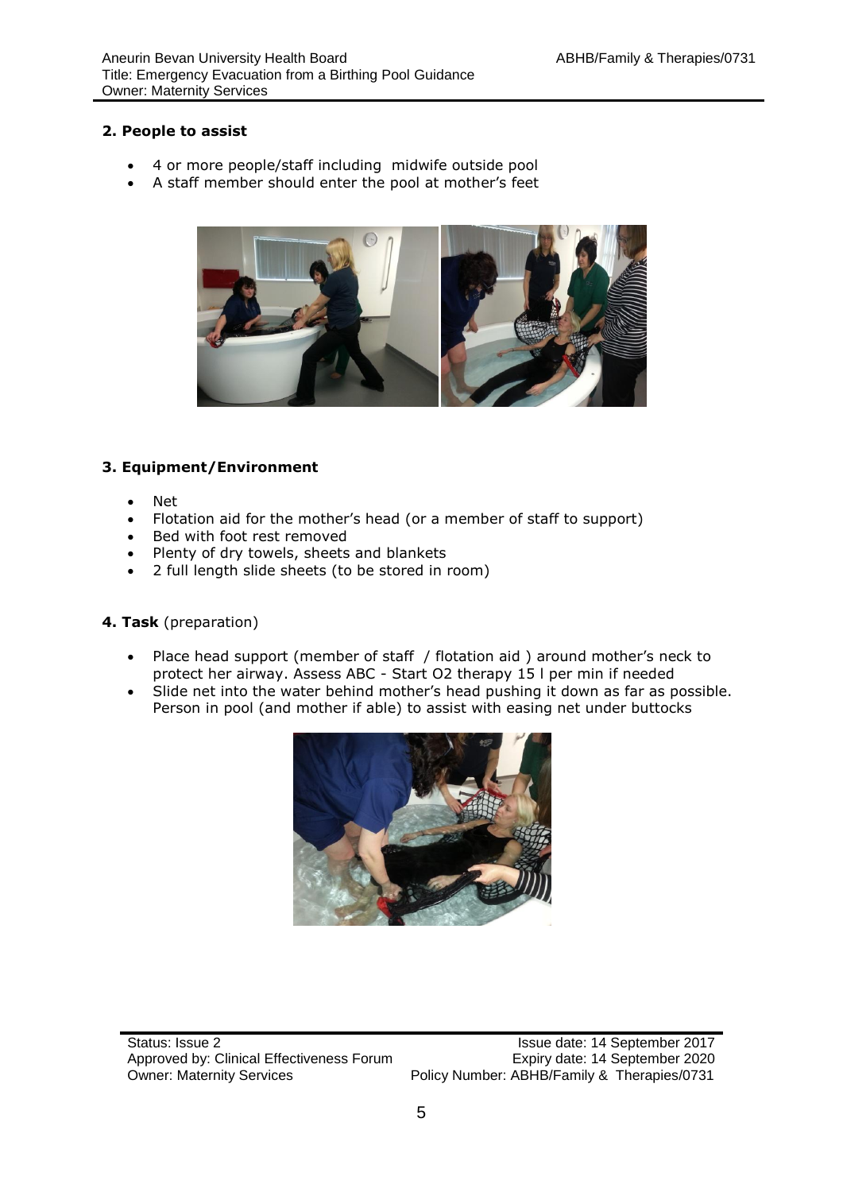## 2. People to assist

- 4 or more people/staff including midwife outside pool
- A staff member should enter the pool at mother's feet

## 3. Equipment/Environment

- Net
- Flotation aid for the mother's head (or a member of staff to support)
- Bed with foot rest removed
- Plenty of dry towels, sheets and blankets
- 2 full length slide sheets (to be stored in room)

## 4. Task (preparation)

- Place head support (member of staff / flotation aid ) around mother's neck to protect her airway. Assess ABC - Start $O_2$ therapy 15 l per min if needed
- Slide net into the water behind mother's head pushing it down as far as possible. Person in pool (and mother if able) to assist with easing net under buttocks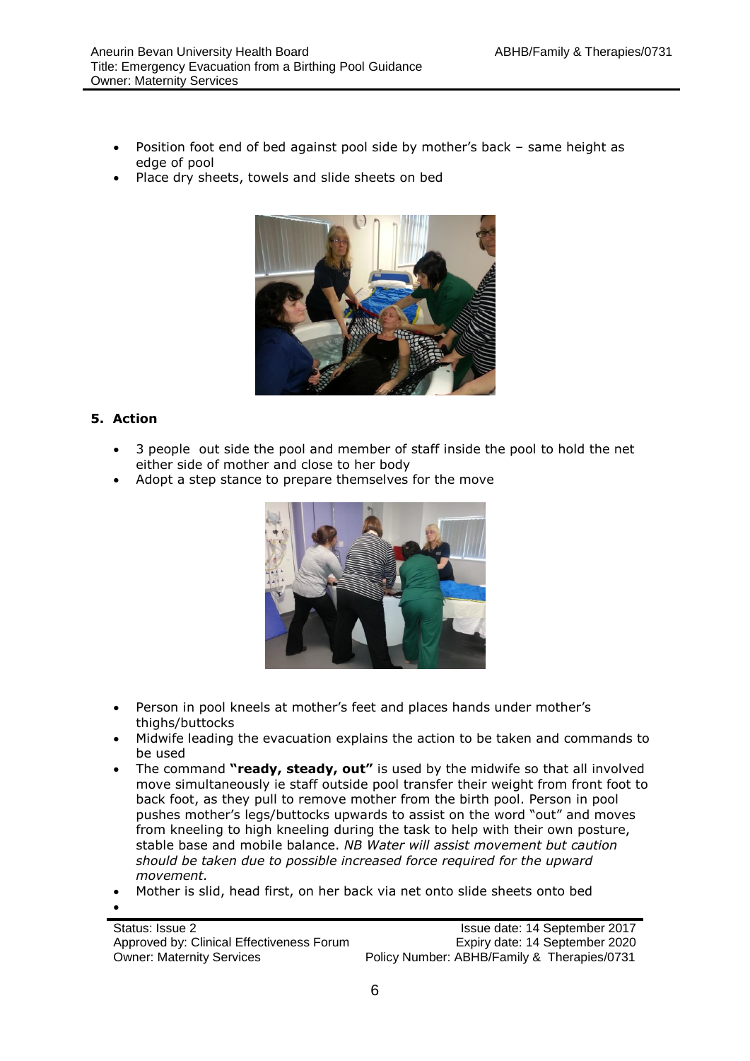- Position foot end of bed against pool side by mother's back – same height as edge of pool
- Place dry sheets, towels and slide sheets on bed

## 5. Action

- 3 people  out side the pool and member of staff inside the pool to hold the net either side of mother and close to her body
- Adopt a step stance to prepare themselves for the move

- Person in pool kneels at mother's feet and places hands under mother's thighs/buttocks
- Midwife leading the evacuation explains the action to be taken and commands to be used
- The command **"ready, steady, out"** is used by the midwife so that all involved move simultaneously ie staff outside pool transfer their weight from front foot to back foot, as they pull to remove mother from the birth pool. Person in pool pushes mother's legs/buttocks upwards to assist on the word "out" and moves from kneeling to high kneeling during the task to help with their own posture, stable base and mobile balance. *NB Water will assist movement but caution should be taken due to possible increased force required for the upward movement.*
- Mother is slid, head first, on her back via net onto slide sheets onto bed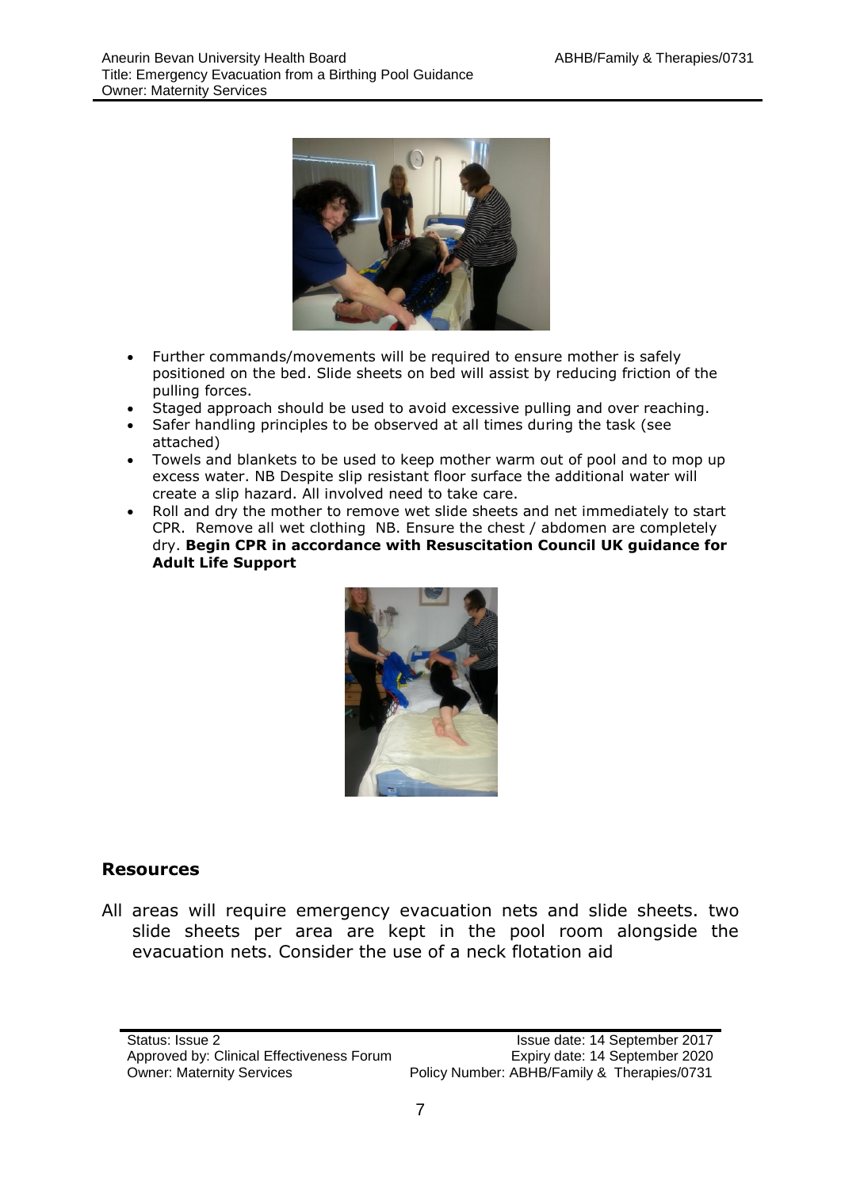- Further commands/movements will be required to ensure mother is safely positioned on the bed. Slide sheets on bed will assist by reducing friction of the pulling forces.
- Staged approach should be used to avoid excessive pulling and over reaching.
- Safer handling principles to be observed at all times during the task (see attached)
- Towels and blankets to be used to keep mother warm out of pool and to mop up excess water. NB Despite slip resistant floor surface the additional water will create a slip hazard. All involved need to take care.
- Roll and dry the mother to remove wet slide sheets and net immediately to start CPR. Remove all wet clothing NB. Ensure the chest / abdomen are completely dry. **Begin CPR in accordance with Resuscitation Council UK guidance for Adult Life Support**

### Resources

All areas will require emergency evacuation nets and slide sheets. two slide sheets per area are kept in the pool room alongside the evacuation nets. Consider the use of a neck flotation aid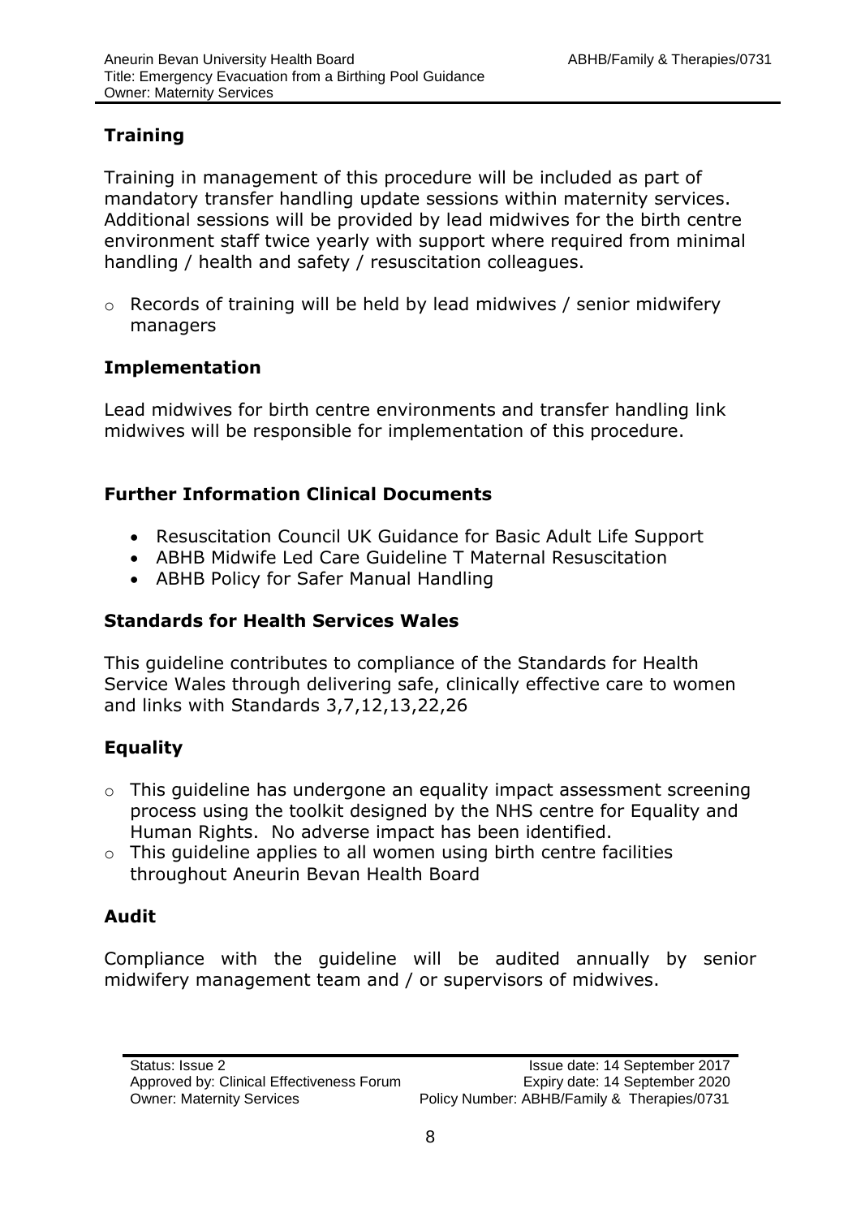## Training

Training in management of this procedure will be included as part of mandatory transfer handling update sessions within maternity services. Additional sessions will be provided by lead midwives for the birth centre environment staff twice yearly with support where required from minimal handling / health and safety / resuscitation colleagues.

- Records of training will be held by lead midwives / senior midwifery managers

## Implementation

Lead midwives for birth centre environments and transfer handling link midwives will be responsible for implementation of this procedure.

## Further Information Clinical Documents

- Resuscitation Council UK Guidance for Basic Adult Life Support
- ABHB Midwife Led Care Guideline T Maternal Resuscitation
- ABHB Policy for Safer Manual Handling

## Standards for Health Services Wales

This guideline contributes to compliance of the Standards for Health Service Wales through delivering safe, clinically effective care to women and links with Standards 3,7,12,13,22,26

## Equality

- This guideline has undergone an equality impact assessment screening process using the toolkit designed by the NHS centre for Equality and Human Rights. No adverse impact has been identified.
- This guideline applies to all women using birth centre facilities throughout Aneurin Bevan Health Board

## Audit

Compliance with the guideline will be audited annually by senior midwifery management team and / or supervisors of midwives.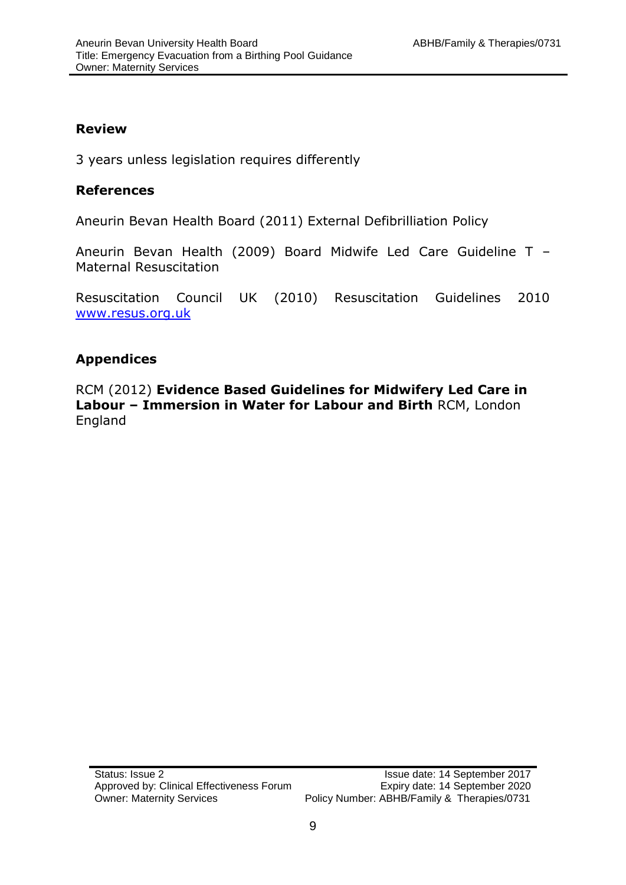## Review

3 years unless legislation requires differently

## References

Aneurin Bevan Health Board (2011) External Defibrilliation Policy

Aneurin Bevan Health (2009) Board Midwife Led Care Guideline T – Maternal Resuscitation

Resuscitation Council UK (2010) Resuscitation Guidelines 2010 [www.resus.org.uk](http://www.resus.org.uk)

## Appendices

RCM (2012) **Evidence Based Guidelines for Midwifery Led Care in Labour – Immersion in Water for Labour and Birth** RCM, London England